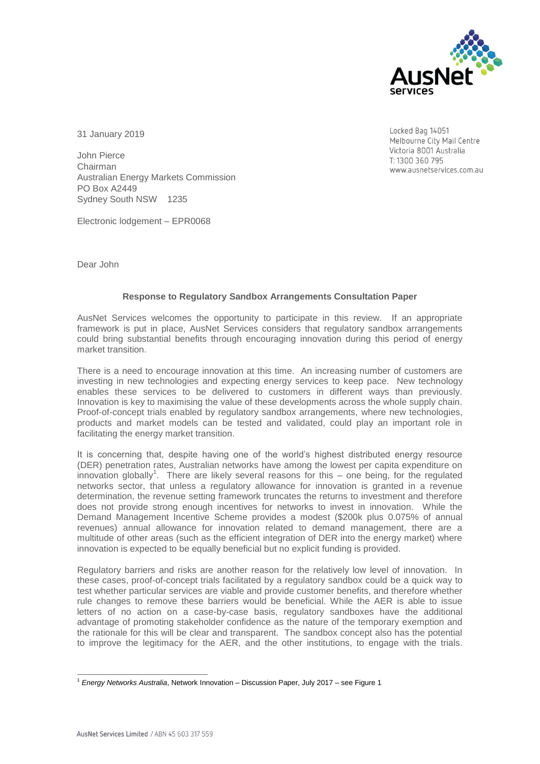31 January 2019

Locked Bag 14051
Melbourne City Mail Centre
Victoria 8001 Australia
T: 1300 360 795
www.ausnetservices.com.au

John Pierce
Chairman
Australian Energy Markets Commission
PO Box A2449
Sydney South NSW 1235

Electronic lodgement – EPR0068

Dear John

**Response to Regulatory Sandbox Arrangements Consultation Paper**

AusNet Services welcomes the opportunity to participate in this review. If an appropriate framework is put in place, AusNet Services considers that regulatory sandbox arrangements could bring substantial benefits through encouraging innovation during this period of energy market transition.

There is a need to encourage innovation at this time. An increasing number of customers are investing in new technologies and expecting energy services to keep pace. New technology enables these services to be delivered to customers in different ways than previously. Innovation is key to maximising the value of these developments across the whole supply chain. Proof-of-concept trials enabled by regulatory sandbox arrangements, where new technologies, products and market models can be tested and validated, could play an important role in facilitating the energy market transition.

It is concerning that, despite having one of the world's highest distributed energy resource (DER) penetration rates, Australian networks have among the lowest per capita expenditure on innovation globally[1]. There are likely several reasons for this – one being, for the regulated networks sector, that unless a regulatory allowance for innovation is granted in a revenue determination, the revenue setting framework truncates the returns to investment and therefore does not provide strong enough incentives for networks to invest in innovation. While the Demand Management Incentive Scheme provides a modest ($200k plus 0.075% of annual revenues) annual allowance for innovation related to demand management, there are a multitude of other areas (such as the efficient integration of DER into the energy market) where innovation is expected to be equally beneficial but no explicit funding is provided.

Regulatory barriers and risks are another reason for the relatively low level of innovation. In these cases, proof-of-concept trials facilitated by a regulatory sandbox could be a quick way to test whether particular services are viable and provide customer benefits, and therefore whether rule changes to remove these barriers would be beneficial. While the AER is able to issue letters of no action on a case-by-case basis, regulatory sandboxes have the additional advantage of promoting stakeholder confidence as the nature of the temporary exemption and the rationale for this will be clear and transparent. The sandbox concept also has the potential to improve the legitimacy for the AER, and the other institutions, to engage with the trials.

[1] *Energy Networks Australia*, Network Innovation – Discussion Paper, July 2017 – see Figure 1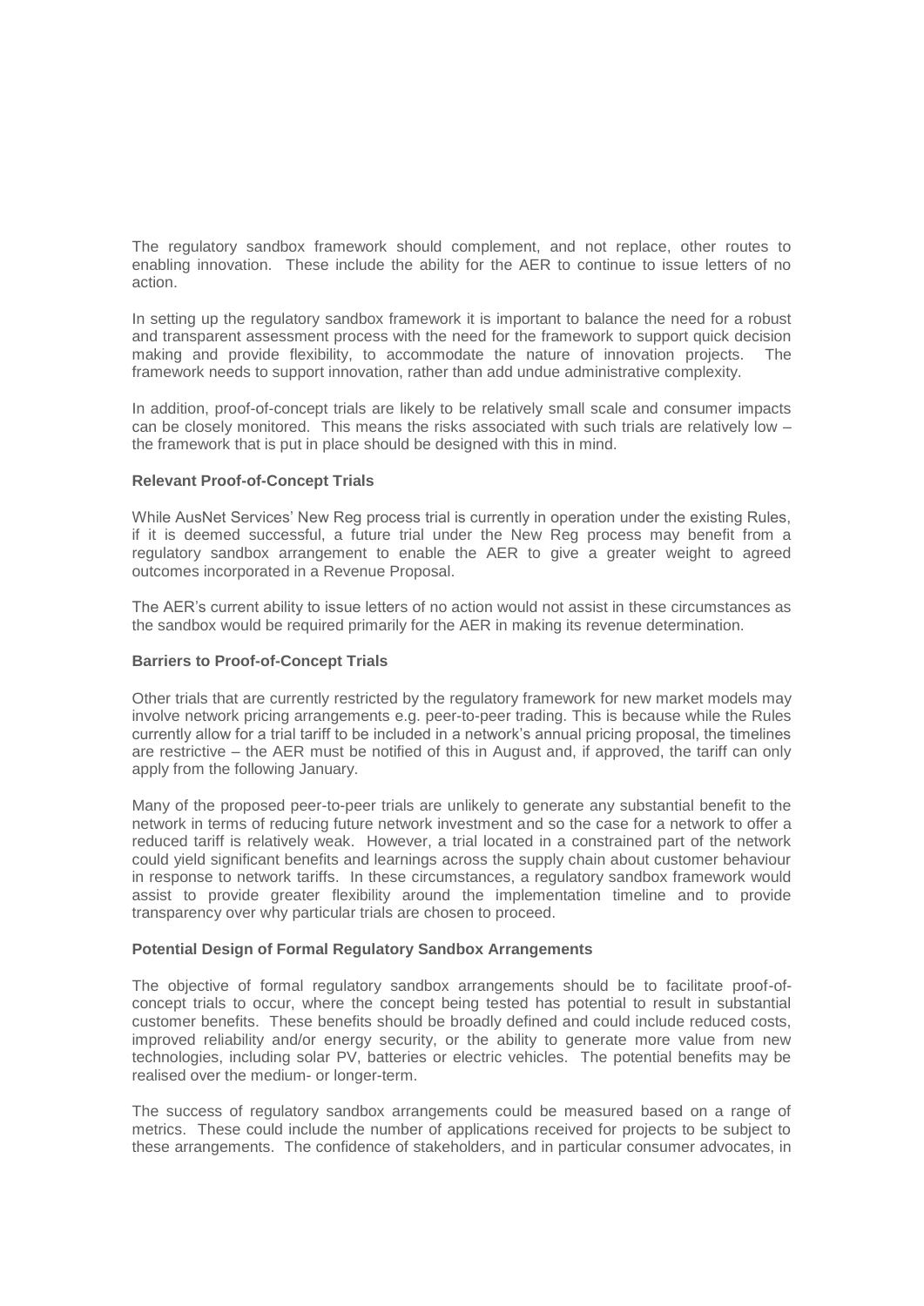The regulatory sandbox framework should complement, and not replace, other routes to enabling innovation. These include the ability for the AER to continue to issue letters of no action.

In setting up the regulatory sandbox framework it is important to balance the need for a robust and transparent assessment process with the need for the framework to support quick decision making and provide flexibility, to accommodate the nature of innovation projects. The framework needs to support innovation, rather than add undue administrative complexity.

In addition, proof-of-concept trials are likely to be relatively small scale and consumer impacts can be closely monitored. This means the risks associated with such trials are relatively low – the framework that is put in place should be designed with this in mind.

**Relevant Proof-of-Concept Trials**

While AusNet Services' New Reg process trial is currently in operation under the existing Rules, if it is deemed successful, a future trial under the New Reg process may benefit from a regulatory sandbox arrangement to enable the AER to give a greater weight to agreed outcomes incorporated in a Revenue Proposal.

The AER's current ability to issue letters of no action would not assist in these circumstances as the sandbox would be required primarily for the AER in making its revenue determination.

**Barriers to Proof-of-Concept Trials**

Other trials that are currently restricted by the regulatory framework for new market models may involve network pricing arrangements e.g. peer-to-peer trading. This is because while the Rules currently allow for a trial tariff to be included in a network's annual pricing proposal, the timelines are restrictive – the AER must be notified of this in August and, if approved, the tariff can only apply from the following January.

Many of the proposed peer-to-peer trials are unlikely to generate any substantial benefit to the network in terms of reducing future network investment and so the case for a network to offer a reduced tariff is relatively weak. However, a trial located in a constrained part of the network could yield significant benefits and learnings across the supply chain about customer behaviour in response to network tariffs. In these circumstances, a regulatory sandbox framework would assist to provide greater flexibility around the implementation timeline and to provide transparency over why particular trials are chosen to proceed.

**Potential Design of Formal Regulatory Sandbox Arrangements**

The objective of formal regulatory sandbox arrangements should be to facilitate proof-of-concept trials to occur, where the concept being tested has potential to result in substantial customer benefits. These benefits should be broadly defined and could include reduced costs, improved reliability and/or energy security, or the ability to generate more value from new technologies, including solar PV, batteries or electric vehicles. The potential benefits may be realised over the medium- or longer-term.

The success of regulatory sandbox arrangements could be measured based on a range of metrics. These could include the number of applications received for projects to be subject to these arrangements. The confidence of stakeholders, and in particular consumer advocates, in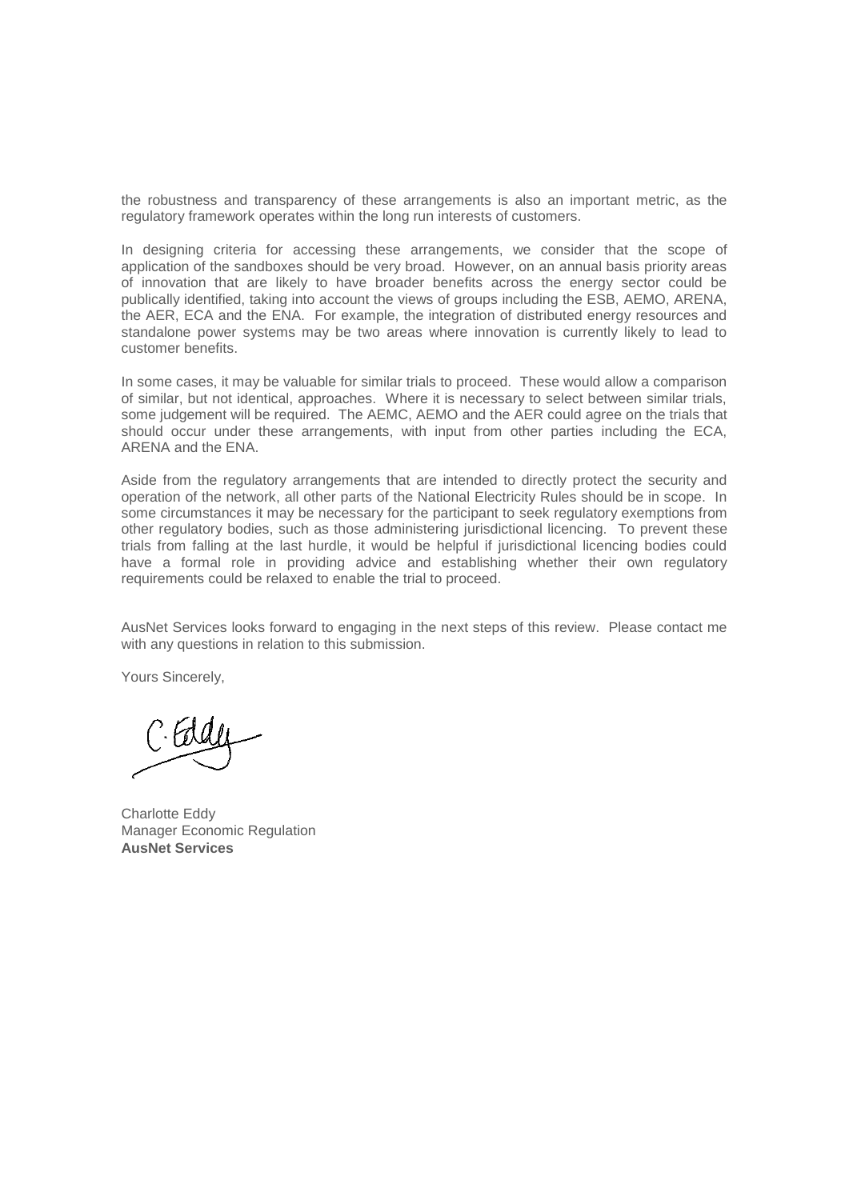the robustness and transparency of these arrangements is also an important metric, as the regulatory framework operates within the long run interests of customers.

In designing criteria for accessing these arrangements, we consider that the scope of application of the sandboxes should be very broad. However, on an annual basis priority areas of innovation that are likely to have broader benefits across the energy sector could be publically identified, taking into account the views of groups including the ESB, AEMO, ARENA, the AER, ECA and the ENA. For example, the integration of distributed energy resources and standalone power systems may be two areas where innovation is currently likely to lead to customer benefits.

In some cases, it may be valuable for similar trials to proceed. These would allow a comparison of similar, but not identical, approaches. Where it is necessary to select between similar trials, some judgement will be required. The AEMC, AEMO and the AER could agree on the trials that should occur under these arrangements, with input from other parties including the ECA, ARENA and the ENA.

Aside from the regulatory arrangements that are intended to directly protect the security and operation of the network, all other parts of the National Electricity Rules should be in scope. In some circumstances it may be necessary for the participant to seek regulatory exemptions from other regulatory bodies, such as those administering jurisdictional licencing. To prevent these trials from falling at the last hurdle, it would be helpful if jurisdictional licencing bodies could have a formal role in providing advice and establishing whether their own regulatory requirements could be relaxed to enable the trial to proceed.

AusNet Services looks forward to engaging in the next steps of this review. Please contact me with any questions in relation to this submission.

Yours Sincerely,

C. Eddy

Charlotte Eddy
Manager Economic Regulation
**AusNet Services**